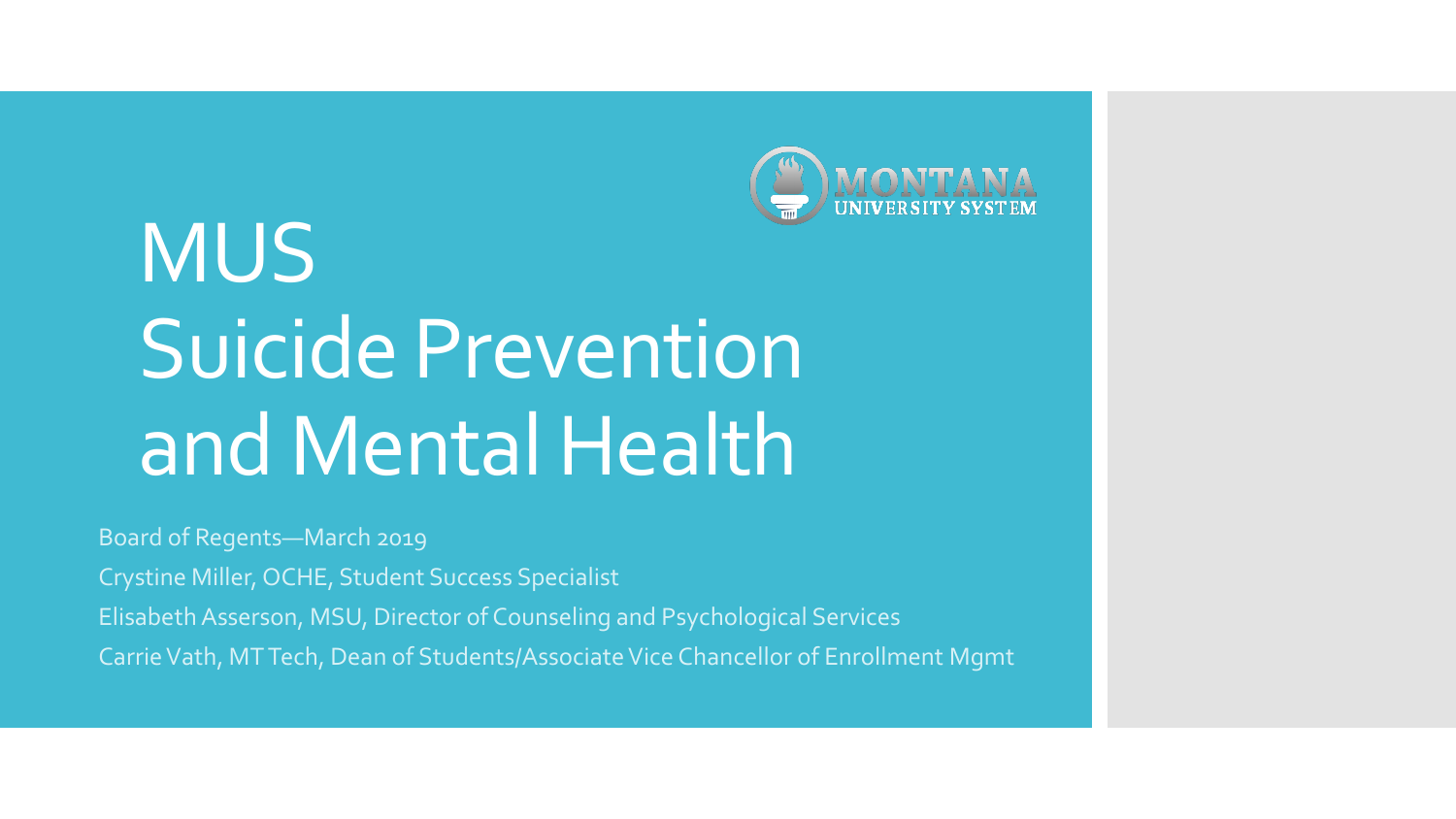# MUS Suicide Prevention and Mental Health

Board of Regents—March 2019

Crystine Miller, OCHE, Student Success Specialist

Elisabeth Asserson, MSU, Director of Counseling and Psychological Services

Carrie Vath, MT Tech, Dean of Students/Associate Vice Chancellor of Enrollment Mgmt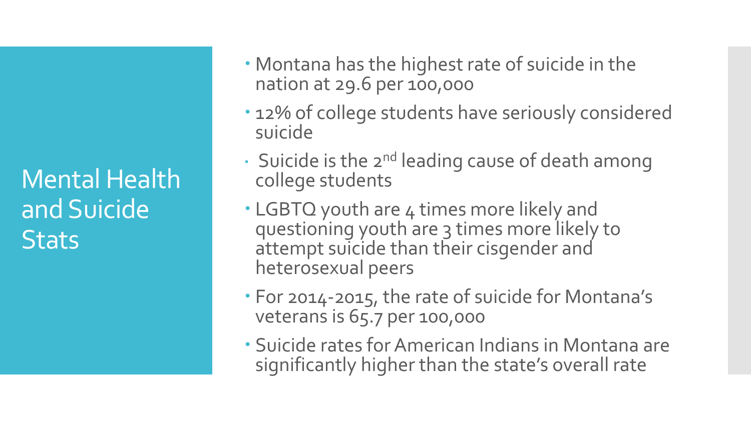# Mental Health and Suicide Stats

- Montana has the highest rate of suicide in the nation at 29.6 per 100,000
- 12% of college students have seriously considered suicide
- Suicide is the 2nd leading cause of death among college students
- LGBTQ youth are 4 times more likely and questioning youth are 3 times more likely to attempt suicide than their cisgender and heterosexual peers
- For 2014-2015, the rate of suicide for Montana's veterans is 65.7 per 100,000
- Suicide rates for American Indians in Montana are significantly higher than the state's overall rate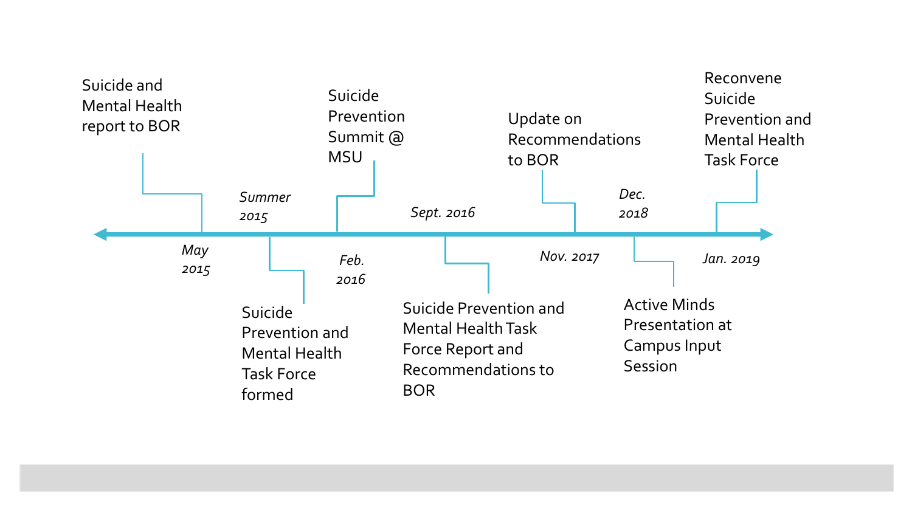May 2015 — Suicide and Mental Health report to BOR

Summer 2015 — Suicide Prevention and Mental Health Task Force formed

Feb. 2016 — Suicide Prevention Summit @ MSU

Sept. 2016 — Suicide Prevention and Mental Health Task Force Report and Recommendations to BOR

Nov. 2017 — Update on Recommendations to BOR

Dec. 2018 — Active Minds Presentation at Campus Input Session

Jan. 2019 — Reconvene Suicide Prevention and Mental Health Task Force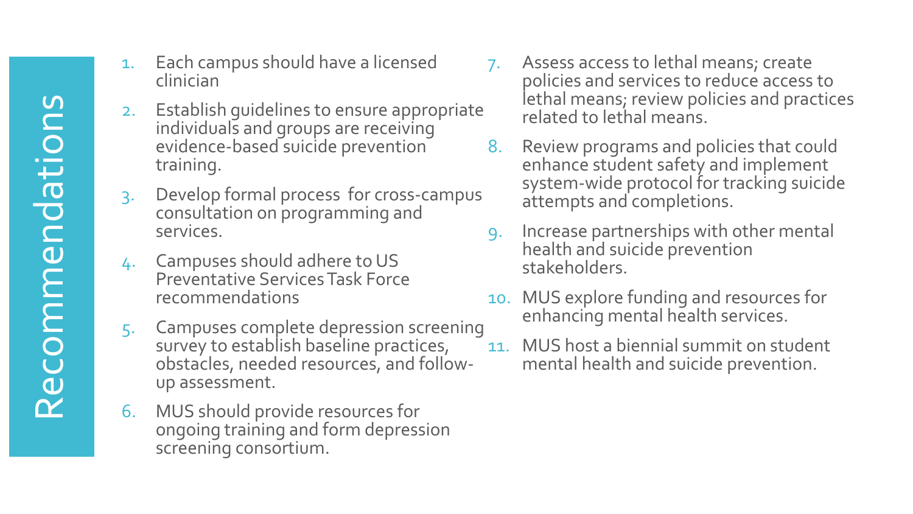# Recommendations

1. Each campus should have a licensed clinician
2. Establish guidelines to ensure appropriate individuals and groups are receiving evidence-based suicide prevention training.
3. Develop formal process for cross-campus consultation on programming and services.
4. Campuses should adhere to US Preventative Services Task Force recommendations
5. Campuses complete depression screening survey to establish baseline practices, obstacles, needed resources, and follow-up assessment.
6. MUS should provide resources for ongoing training and form depression screening consortium.
7. Assess access to lethal means; create policies and services to reduce access to lethal means; review policies and practices related to lethal means.
8. Review programs and policies that could enhance student safety and implement system-wide protocol for tracking suicide attempts and completions.
9. Increase partnerships with other mental health and suicide prevention stakeholders.
10. MUS explore funding and resources for enhancing mental health services.
11. MUS host a biennial summit on student mental health and suicide prevention.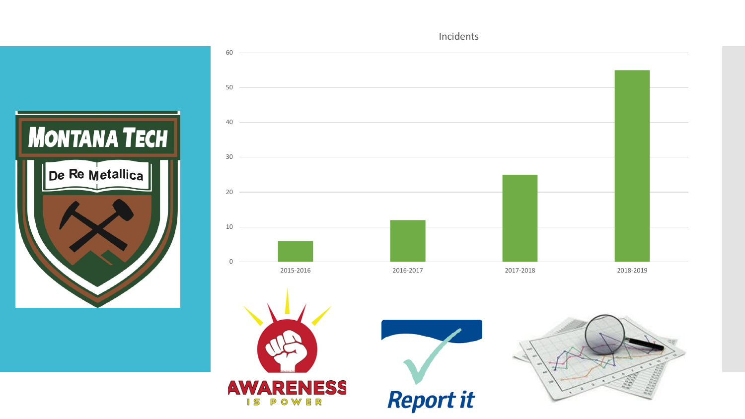MONTANA TECH

De Re Metallica

Incidents

60

50

40

30

20

10

0

2015-2016

2016-2017

2017-2018

2018-2019

AWARENESS

IS POWER

Report it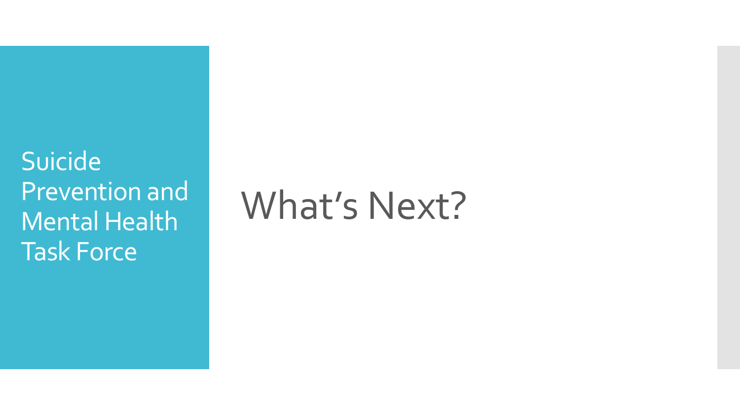Suicide Prevention and Mental Health Task Force

# What's Next?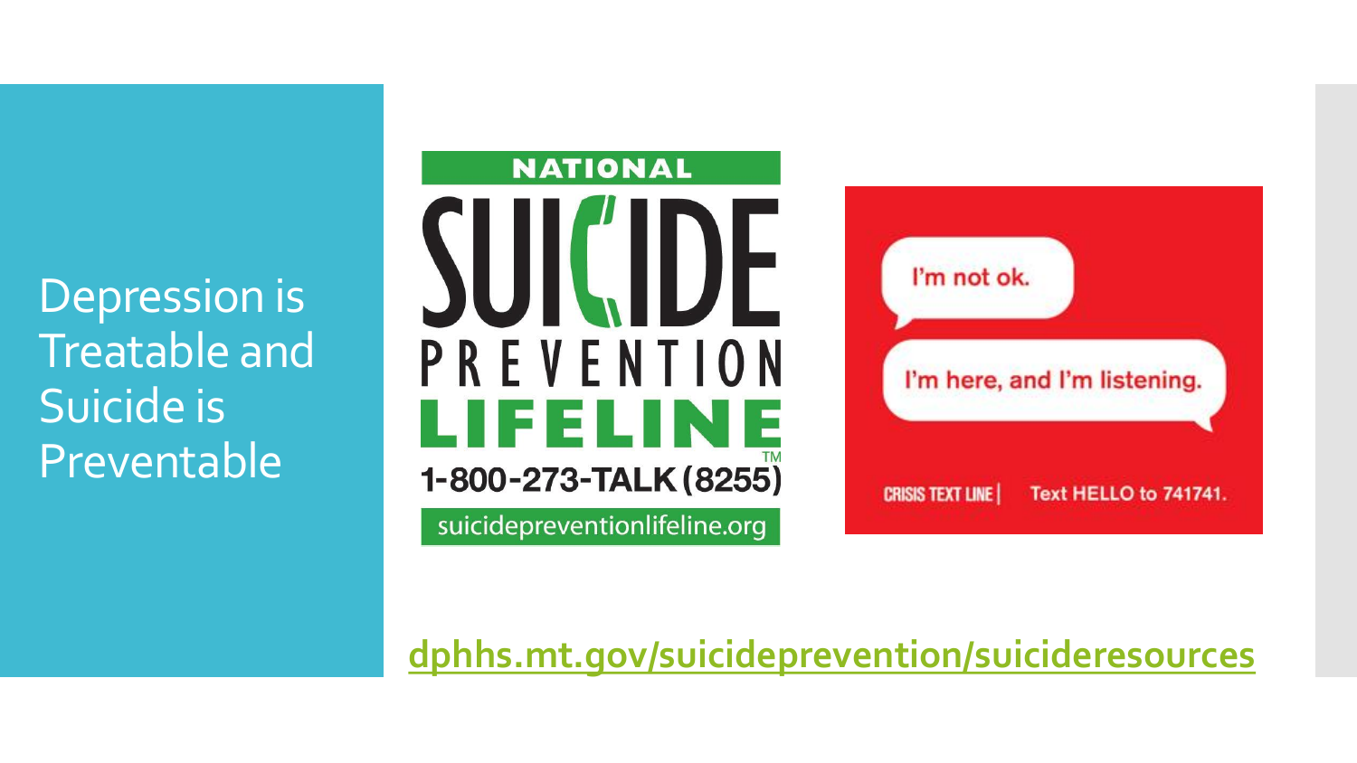# Depression is Treatable and Suicide is Preventable

NATIONAL
SUICIDE
PREVENTION
LIFELINE™
1-800-273-TALK (8255)
suicidepreventionlifeline.org

I'm not ok.

I'm here, and I'm listening.

CRISIS TEXT LINE | Text HELLO to 741741.

dphhs.mt.gov/suicideprevention/suicideresources